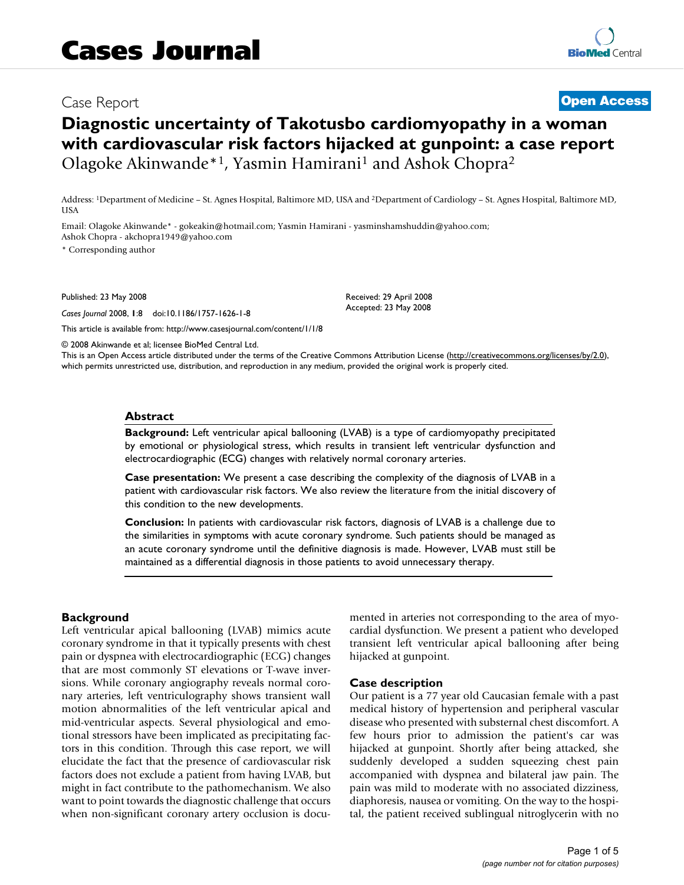# Cases Journal

Case Report

**Open Access**

# Diagnostic uncertainty of Takotusbo cardiomyopathy in a woman with cardiovascular risk factors hijacked at gunpoint: a case report

Olagoke Akinwande*[1], Yasmin Hamirani[1] and Ashok Chopra[2]

Address: [1]Department of Medicine – St. Agnes Hospital, Baltimore MD, USA and [2]Department of Cardiology – St. Agnes Hospital, Baltimore MD, USA

Email: Olagoke Akinwande* - gokeakin@hotmail.com; Yasmin Hamirani - yasminshamshuddin@yahoo.com; Ashok Chopra - akchopra1949@yahoo.com

\* Corresponding author

Published: 23 May 2008

*Cases Journal* 2008, **1**:8 doi:10.1186/1757-1626-1-8

Received: 29 April 2008
Accepted: 23 May 2008

This article is available from: http://www.casesjournal.com/content/1/1/8

© 2008 Akinwande et al; licensee BioMed Central Ltd.
This is an Open Access article distributed under the terms of the Creative Commons Attribution License (http://creativecommons.org/licenses/by/2.0), which permits unrestricted use, distribution, and reproduction in any medium, provided the original work is properly cited.

## Abstract

**Background:** Left ventricular apical ballooning (LVAB) is a type of cardiomyopathy precipitated by emotional or physiological stress, which results in transient left ventricular dysfunction and electrocardiographic (ECG) changes with relatively normal coronary arteries.

**Case presentation:** We present a case describing the complexity of the diagnosis of LVAB in a patient with cardiovascular risk factors. We also review the literature from the initial discovery of this condition to the new developments.

**Conclusion:** In patients with cardiovascular risk factors, diagnosis of LVAB is a challenge due to the similarities in symptoms with acute coronary syndrome. Such patients should be managed as an acute coronary syndrome until the definitive diagnosis is made. However, LVAB must still be maintained as a differential diagnosis in those patients to avoid unnecessary therapy.

## Background

Left ventricular apical ballooning (LVAB) mimics acute coronary syndrome in that it typically presents with chest pain or dyspnea with electrocardiographic (ECG) changes that are most commonly ST elevations or T-wave inversions. While coronary angiography reveals normal coronary arteries, left ventriculography shows transient wall motion abnormalities of the left ventricular apical and mid-ventricular aspects. Several physiological and emotional stressors have been implicated as precipitating factors in this condition. Through this case report, we will elucidate the fact that the presence of cardiovascular risk factors does not exclude a patient from having LVAB, but might in fact contribute to the pathomechanism. We also want to point towards the diagnostic challenge that occurs when non-significant coronary artery occlusion is documented in arteries not corresponding to the area of myocardial dysfunction. We present a patient who developed transient left ventricular apical ballooning after being hijacked at gunpoint.

## Case description

Our patient is a 77 year old Caucasian female with a past medical history of hypertension and peripheral vascular disease who presented with substernal chest discomfort. A few hours prior to admission the patient's car was hijacked at gunpoint. Shortly after being attacked, she suddenly developed a sudden squeezing chest pain accompanied with dyspnea and bilateral jaw pain. The pain was mild to moderate with no associated dizziness, diaphoresis, nausea or vomiting. On the way to the hospital, the patient received sublingual nitroglycerin with no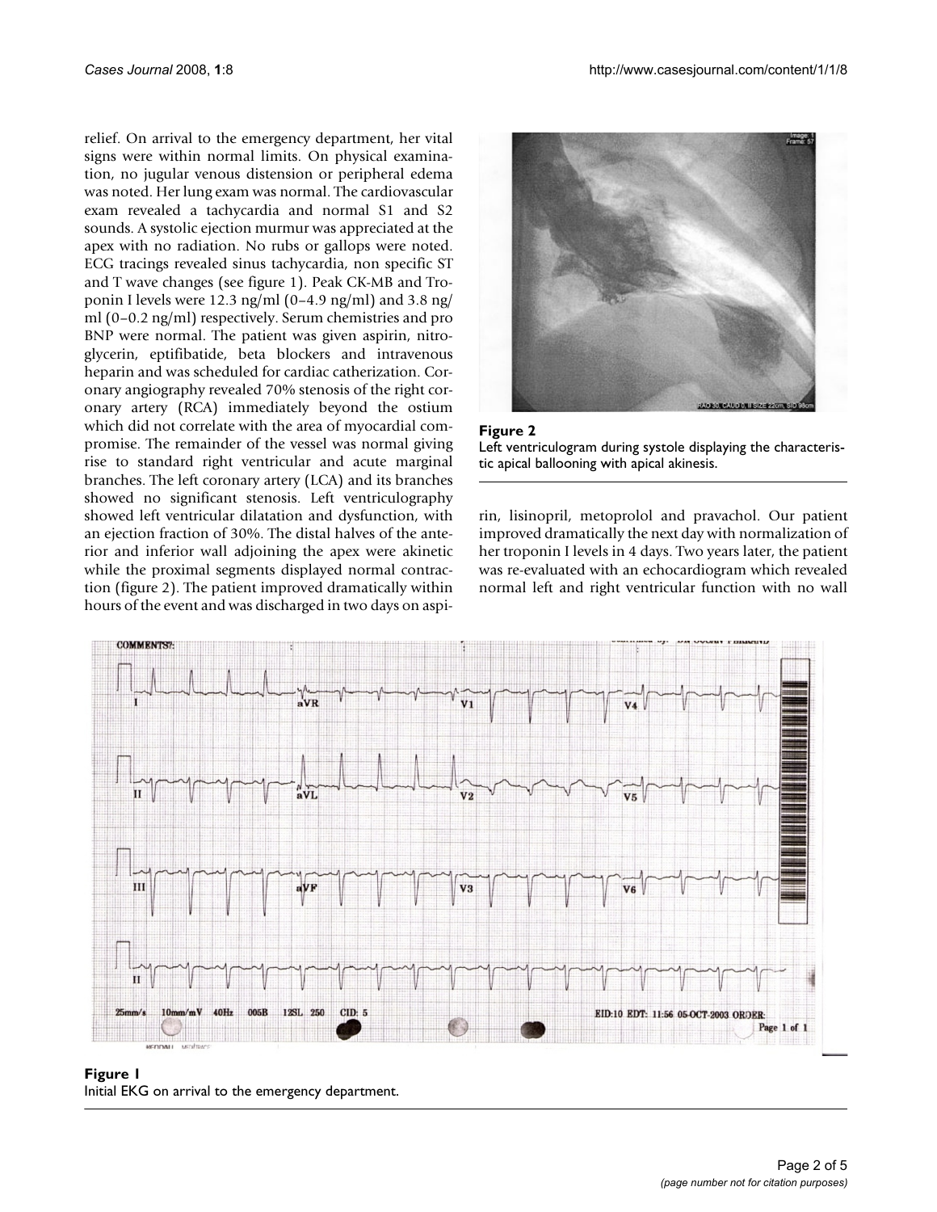relief. On arrival to the emergency department, her vital signs were within normal limits. On physical examination, no jugular venous distension or peripheral edema was noted. Her lung exam was normal. The cardiovascular exam revealed a tachycardia and normal S1 and S2 sounds. A systolic ejection murmur was appreciated at the apex with no radiation. No rubs or gallops were noted. ECG tracings revealed sinus tachycardia, non specific ST and T wave changes (see figure 1). Peak CK-MB and Troponin I levels were 12.3 ng/ml (0–4.9 ng/ml) and 3.8 ng/ml (0–0.2 ng/ml) respectively. Serum chemistries and pro BNP were normal. The patient was given aspirin, nitroglycerin, eptifibatide, beta blockers and intravenous heparin and was scheduled for cardiac catheterization. Coronary angiography revealed 70% stenosis of the right coronary artery (RCA) immediately beyond the ostium which did not correlate with the area of myocardial compromise. The remainder of the vessel was normal giving rise to standard right ventricular and acute marginal branches. The left coronary artery (LCA) and its branches showed no significant stenosis. Left ventriculography showed left ventricular dilatation and dysfunction, with an ejection fraction of 30%. The distal halves of the anterior and inferior wall adjoining the apex were akinetic while the proximal segments displayed normal contraction (figure 2). The patient improved dramatically within hours of the event and was discharged in two days on aspirin, lisinopril, metoprolol and pravachol. Our patient improved dramatically the next day with normalization of her troponin I levels in 4 days. Two years later, the patient was re-evaluated with an echocardiogram which revealed normal left and right ventricular function with no wall

**Figure 2**
Left ventriculogram during systole displaying the characteristic apical ballooning with apical akinesis.

**Figure 1**
Initial EKG on arrival to the emergency department.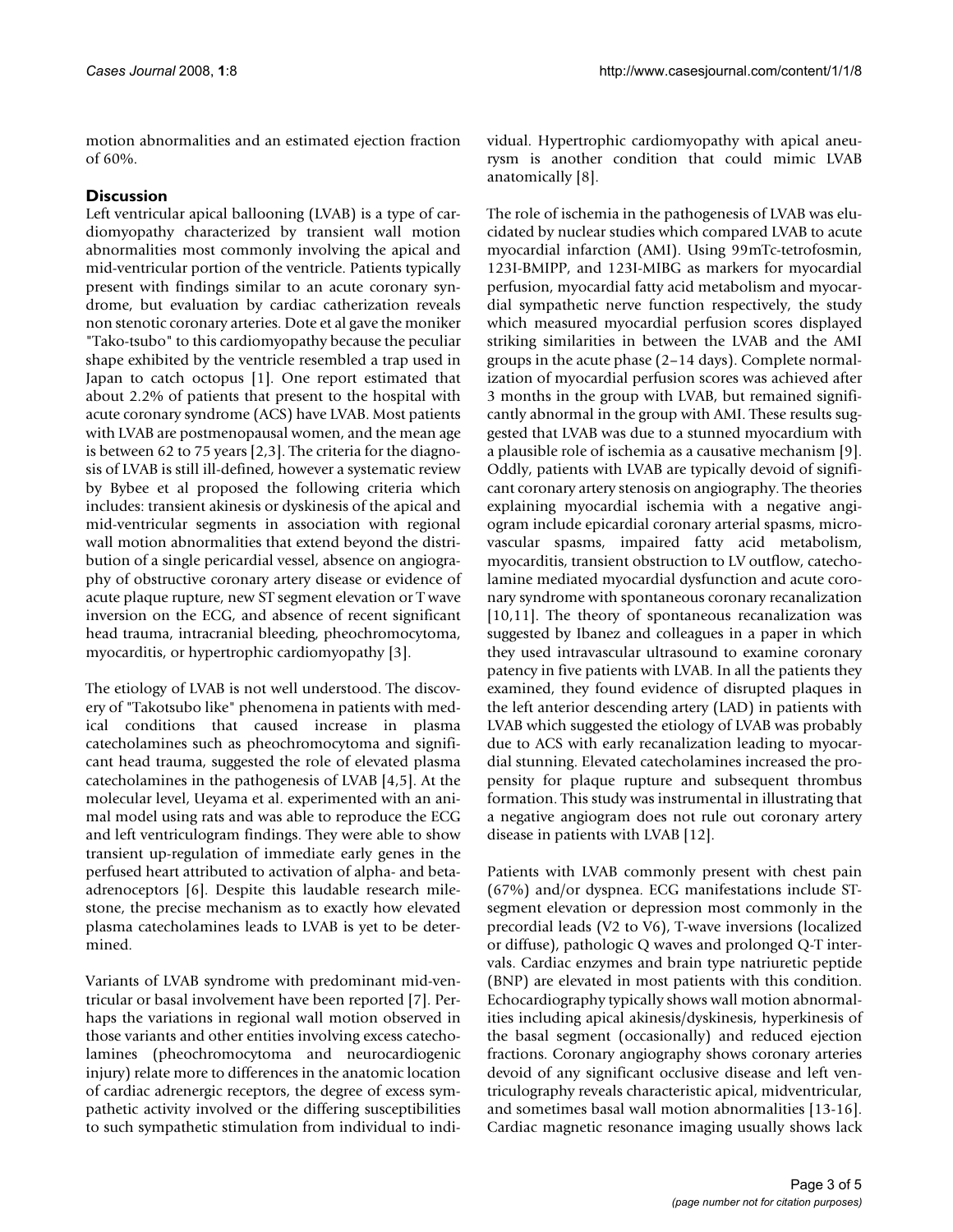motion abnormalities and an estimated ejection fraction of 60%.

## Discussion

Left ventricular apical ballooning (LVAB) is a type of cardiomyopathy characterized by transient wall motion abnormalities most commonly involving the apical and mid-ventricular portion of the ventricle. Patients typically present with findings similar to an acute coronary syndrome, but evaluation by cardiac catheterization reveals non stenotic coronary arteries. Dote et al gave the moniker "Tako-tsubo" to this cardiomyopathy because the peculiar shape exhibited by the ventricle resembled a trap used in Japan to catch octopus [1]. One report estimated that about 2.2% of patients that present to the hospital with acute coronary syndrome (ACS) have LVAB. Most patients with LVAB are postmenopausal women, and the mean age is between 62 to 75 years [2,3]. The criteria for the diagnosis of LVAB is still ill-defined, however a systematic review by Bybee et al proposed the following criteria which includes: transient akinesis or dyskinesis of the apical and mid-ventricular segments in association with regional wall motion abnormalities that extend beyond the distribution of a single pericardial vessel, absence on angiography of obstructive coronary artery disease or evidence of acute plaque rupture, new ST segment elevation or T wave inversion on the ECG, and absence of recent significant head trauma, intracranial bleeding, pheochromocytoma, myocarditis, or hypertrophic cardiomyopathy [3].

The etiology of LVAB is not well understood. The discovery of "Takotsubo like" phenomena in patients with medical conditions that caused increase in plasma catecholamines such as pheochromocytoma and significant head trauma, suggested the role of elevated plasma catecholamines in the pathogenesis of LVAB [4,5]. At the molecular level, Ueyama et al. experimented with an animal model using rats and was able to reproduce the ECG and left ventriculogram findings. They were able to show transient up-regulation of immediate early genes in the perfused heart attributed to activation of alpha- and beta-adrenoceptors [6]. Despite this laudable research milestone, the precise mechanism as to exactly how elevated plasma catecholamines leads to LVAB is yet to be determined.

Variants of LVAB syndrome with predominant mid-ventricular or basal involvement have been reported [7]. Perhaps the variations in regional wall motion observed in those variants and other entities involving excess catecholamines (pheochromocytoma and neurocardiogenic injury) relate more to differences in the anatomic location of cardiac adrenergic receptors, the degree of excess sympathetic activity involved or the differing susceptibilities to such sympathetic stimulation from individual to individual. Hypertrophic cardiomyopathy with apical aneurysm is another condition that could mimic LVAB anatomically [8].

The role of ischemia in the pathogenesis of LVAB was elucidated by nuclear studies which compared LVAB to acute myocardial infarction (AMI). Using 99mTc-tetrofosmin, 123I-BMIPP, and 123I-MIBG as markers for myocardial perfusion, myocardial fatty acid metabolism and myocardial sympathetic nerve function respectively, the study which measured myocardial perfusion scores displayed striking similarities in between the LVAB and the AMI groups in the acute phase (2–14 days). Complete normalization of myocardial perfusion scores was achieved after 3 months in the group with LVAB, but remained significantly abnormal in the group with AMI. These results suggested that LVAB was due to a stunned myocardium with a plausible role of ischemia as a causative mechanism [9]. Oddly, patients with LVAB are typically devoid of significant coronary artery stenosis on angiography. The theories explaining myocardial ischemia with a negative angiogram include epicardial coronary arterial spasms, microvascular spasms, impaired fatty acid metabolism, myocarditis, transient obstruction to LV outflow, catecholamine mediated myocardial dysfunction and acute coronary syndrome with spontaneous coronary recanalization [10,11]. The theory of spontaneous recanalization was suggested by Ibanez and colleagues in a paper in which they used intravascular ultrasound to examine coronary patency in five patients with LVAB. In all the patients they examined, they found evidence of disrupted plaques in the left anterior descending artery (LAD) in patients with LVAB which suggested the etiology of LVAB was probably due to ACS with early recanalization leading to myocardial stunning. Elevated catecholamines increased the propensity for plaque rupture and subsequent thrombus formation. This study was instrumental in illustrating that a negative angiogram does not rule out coronary artery disease in patients with LVAB [12].

Patients with LVAB commonly present with chest pain (67%) and/or dyspnea. ECG manifestations include ST-segment elevation or depression most commonly in the precordial leads (V2 to V6), T-wave inversions (localized or diffuse), pathologic Q waves and prolonged Q-T intervals. Cardiac enzymes and brain type natriuretic peptide (BNP) are elevated in most patients with this condition. Echocardiography typically shows wall motion abnormalities including apical akinesis/dyskinesis, hyperkinesis of the basal segment (occasionally) and reduced ejection fractions. Coronary angiography shows coronary arteries devoid of any significant occlusive disease and left ventriculography reveals characteristic apical, midventricular, and sometimes basal wall motion abnormalities [13-16]. Cardiac magnetic resonance imaging usually shows lack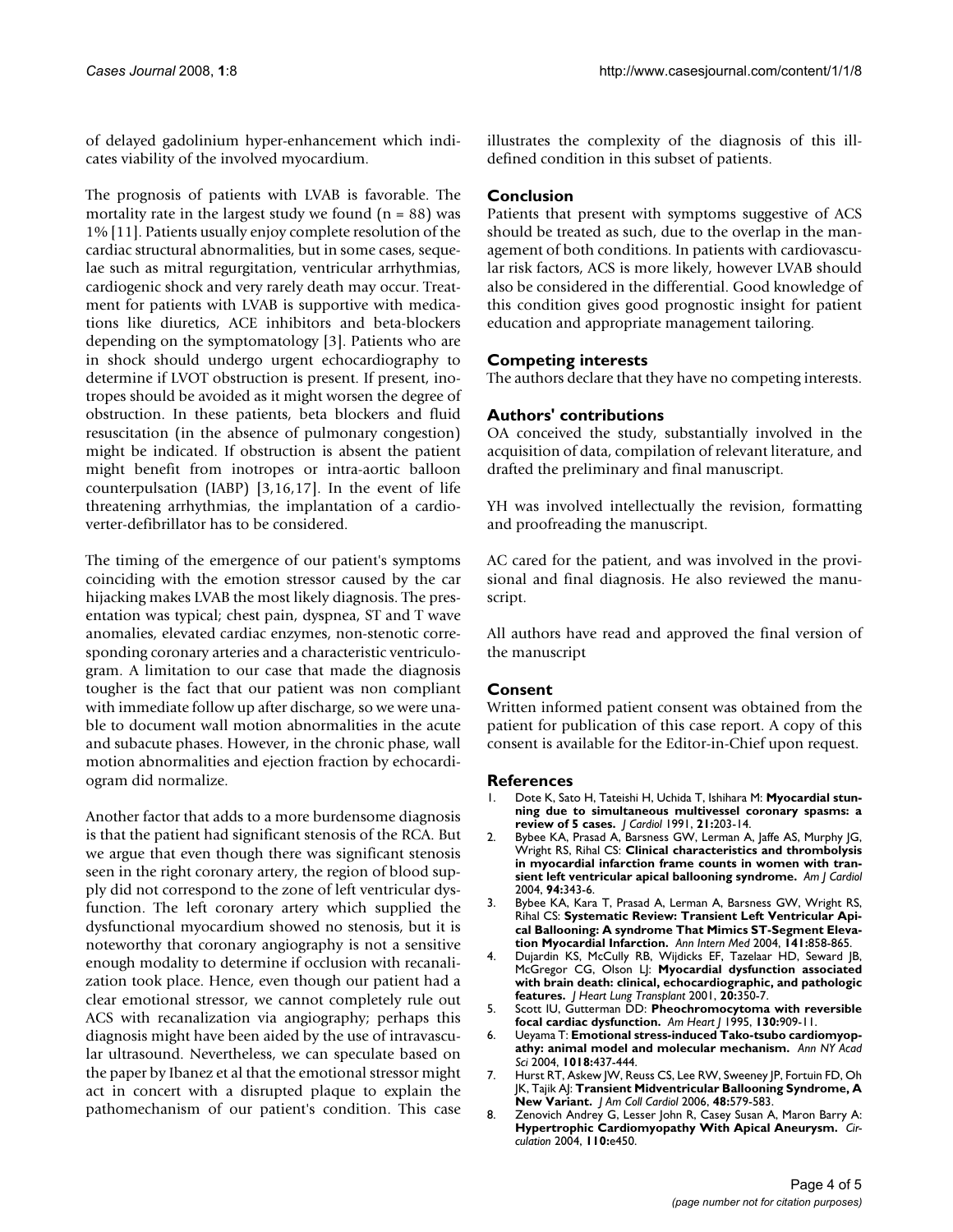of delayed gadolinium hyper-enhancement which indicates viability of the involved myocardium.

The prognosis of patients with LVAB is favorable. The mortality rate in the largest study we found (n = 88) was 1% [11]. Patients usually enjoy complete resolution of the cardiac structural abnormalities, but in some cases, sequelae such as mitral regurgitation, ventricular arrhythmias, cardiogenic shock and very rarely death may occur. Treatment for patients with LVAB is supportive with medications like diuretics, ACE inhibitors and beta-blockers depending on the symptomatology [3]. Patients who are in shock should undergo urgent echocardiography to determine if LVOT obstruction is present. If present, inotropes should be avoided as it might worsen the degree of obstruction. In these patients, beta blockers and fluid resuscitation (in the absence of pulmonary congestion) might be indicated. If obstruction is absent the patient might benefit from inotropes or intra-aortic balloon counterpulsation (IABP) [3,16,17]. In the event of life threatening arrhythmias, the implantation of a cardioverter-defibrillator has to be considered.

The timing of the emergence of our patient's symptoms coinciding with the emotion stressor caused by the car hijacking makes LVAB the most likely diagnosis. The presentation was typical; chest pain, dyspnea, ST and T wave anomalies, elevated cardiac enzymes, non-stenotic corresponding coronary arteries and a characteristic ventriculogram. A limitation to our case that made the diagnosis tougher is the fact that our patient was non compliant with immediate follow up after discharge, so we were unable to document wall motion abnormalities in the acute and subacute phases. However, in the chronic phase, wall motion abnormalities and ejection fraction by echocardiogram did normalize.

Another factor that adds to a more burdensome diagnosis is that the patient had significant stenosis of the RCA. But we argue that even though there was significant stenosis seen in the right coronary artery, the region of blood supply did not correspond to the zone of left ventricular dysfunction. The left coronary artery which supplied the dysfunctional myocardium showed no stenosis, but it is noteworthy that coronary angiography is not a sensitive enough modality to determine if occlusion with recanalization took place. Hence, even though our patient had a clear emotional stressor, we cannot completely rule out ACS with recanalization via angiography; perhaps this diagnosis might have been aided by the use of intravascular ultrasound. Nevertheless, we can speculate based on the paper by Ibanez et al that the emotional stressor might act in concert with a disrupted plaque to explain the pathomechanism of our patient's condition. This case illustrates the complexity of the diagnosis of this ill-defined condition in this subset of patients.

## Conclusion

Patients that present with symptoms suggestive of ACS should be treated as such, due to the overlap in the management of both conditions. In patients with cardiovascular risk factors, ACS is more likely, however LVAB should also be considered in the differential. Good knowledge of this condition gives good prognostic insight for patient education and appropriate management tailoring.

## Competing interests

The authors declare that they have no competing interests.

## Authors' contributions

OA conceived the study, substantially involved in the acquisition of data, compilation of relevant literature, and drafted the preliminary and final manuscript.

YH was involved intellectually the revision, formatting and proofreading the manuscript.

AC cared for the patient, and was involved in the provisional and final diagnosis. He also reviewed the manuscript.

All authors have read and approved the final version of the manuscript

## Consent

Written informed patient consent was obtained from the patient for publication of this case report. A copy of this consent is available for the Editor-in-Chief upon request.

## References

1. Dote K, Sato H, Tateishi H, Uchida T, Ishihara M: **Myocardial stunning due to simultaneous multivessel coronary spasms: a review of 5 cases.** *J Cardiol* 1991, **21:**203-14.
2. Bybee KA, Prasad A, Barsness GW, Lerman A, Jaffe AS, Murphy JG, Wright RS, Rihal CS: **Clinical characteristics and thrombolysis in myocardial infarction frame counts in women with transient left ventricular apical ballooning syndrome.** *Am J Cardiol* 2004, **94:**343-6.
3. Bybee KA, Kara T, Prasad A, Lerman A, Barsness GW, Wright RS, Rihal CS: **Systematic Review: Transient Left Ventricular Apical Ballooning: A syndrome That Mimics ST-Segment Elevation Myocardial Infarction.** *Ann Intern Med* 2004, **141:**858-865.
4. Dujardin KS, McCully RB, Wijdicks EF, Tazelaar HD, Seward JB, McGregor CG, Olson LJ: **Myocardial dysfunction associated with brain death: clinical, echocardiographic, and pathologic features.** *J Heart Lung Transplant* 2001, **20:**350-7.
5. Scott IU, Gutterman DD: **Pheochromocytoma with reversible focal cardiac dysfunction.** *Am Heart J* 1995, **130:**909-11.
6. Ueyama T: **Emotional stress-induced Tako-tsubo cardiomyopathy: animal model and molecular mechanism.** *Ann NY Acad Sci* 2004, **1018:**437-444.
7. Hurst RT, Askew JW, Reuss CS, Lee RW, Sweeney JP, Fortuin FD, Oh JK, Tajik AJ: **Transient Midventricular Ballooning Syndrome, A New Variant.** *J Am Coll Cardiol* 2006, **48:**579-583.
8. Zenovich Andrey G, Lesser John R, Casey Susan A, Maron Barry A: **Hypertrophic Cardiomyopathy With Apical Aneurysm.** *Circulation* 2004, **110:**e450.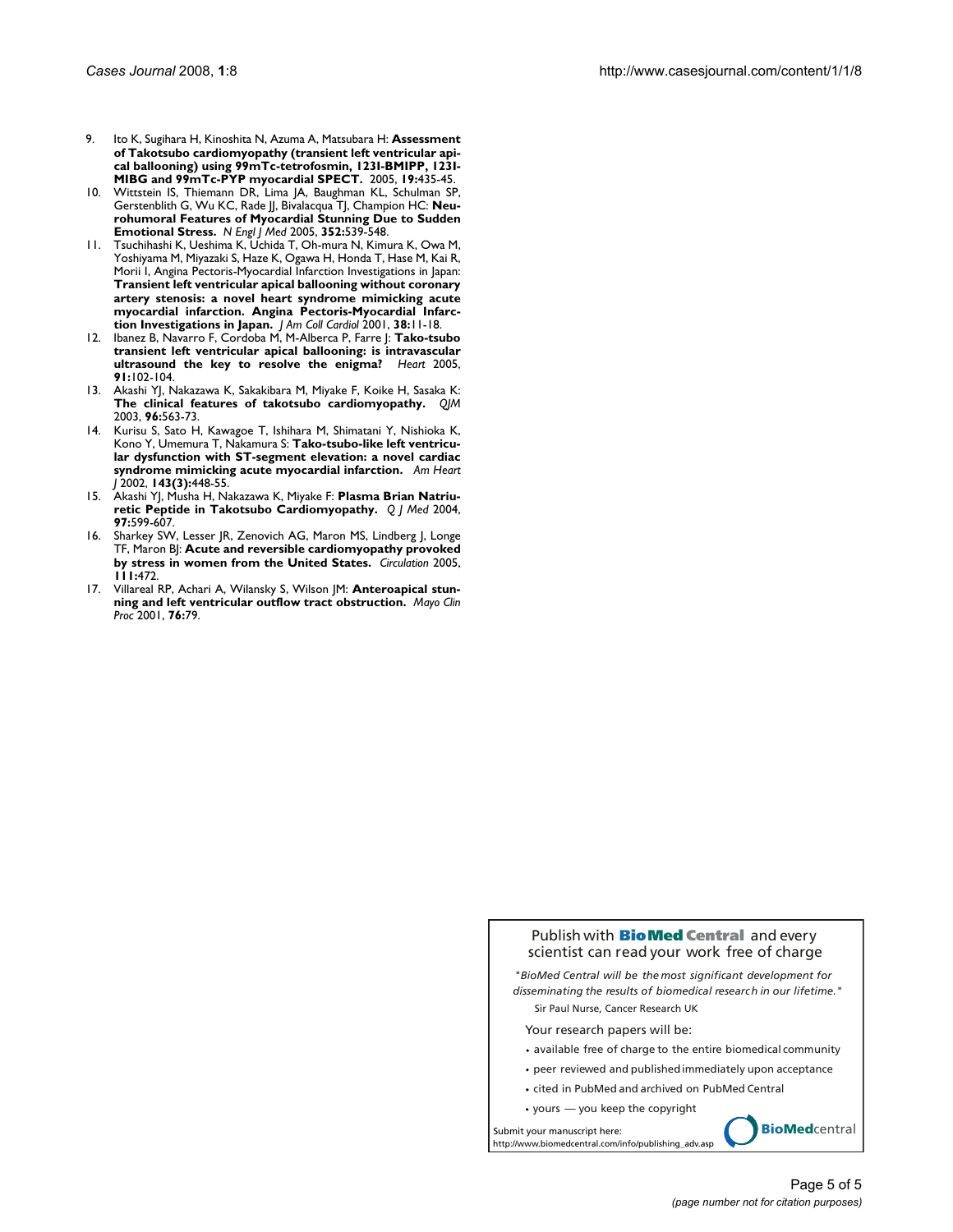9. Ito K, Sugihara H, Kinoshita N, Azuma A, Matsubara H: **Assessment of Takotsubo cardiomyopathy (transient left ventricular apical ballooning) using 99mTc-tetrofosmin, 123I-BMIPP, 123I-MIBG and 99mTc-PYP myocardial SPECT.** 2005, **19:**435-45.
10. Wittstein IS, Thiemann DR, Lima JA, Baughman KL, Schulman SP, Gerstenblith G, Wu KC, Rade JJ, Bivalacqua TJ, Champion HC: **Neurohumoral Features of Myocardial Stunning Due to Sudden Emotional Stress.** *N Engl J Med* 2005, **352:**539-548.
11. Tsuchihashi K, Ueshima K, Uchida T, Oh-mura N, Kimura K, Owa M, Yoshiyama M, Miyazaki S, Haze K, Ogawa H, Honda T, Hase M, Kai R, Morii I, Angina Pectoris-Myocardial Infarction Investigations in Japan: **Transient left ventricular apical ballooning without coronary artery stenosis: a novel heart syndrome mimicking acute myocardial infarction. Angina Pectoris-Myocardial Infarction Investigations in Japan.** *J Am Coll Cardiol* 2001, **38:**11-18.
12. Ibanez B, Navarro F, Cordoba M, M-Alberca P, Farre J: **Tako-tsubo transient left ventricular apical ballooning: is intravascular ultrasound the key to resolve the enigma?** *Heart* 2005, **91:**102-104.
13. Akashi YJ, Nakazawa K, Sakakibara M, Miyake F, Koike H, Sasaka K: **The clinical features of takotsubo cardiomyopathy.** *QJM* 2003, **96:**563-73.
14. Kurisu S, Sato H, Kawagoe T, Ishihara M, Shimatani Y, Nishioka K, Kono Y, Umemura T, Nakamura S: **Tako-tsubo-like left ventricular dysfunction with ST-segment elevation: a novel cardiac syndrome mimicking acute myocardial infarction.** *Am Heart J* 2002, **143(3):**448-55.
15. Akashi YJ, Musha H, Nakazawa K, Miyake F: **Plasma Brian Natriuretic Peptide in Takotsubo Cardiomyopathy.** *Q J Med* 2004, **97:**599-607.
16. Sharkey SW, Lesser JR, Zenovich AG, Maron MS, Lindberg J, Longe TF, Maron BJ: **Acute and reversible cardiomyopathy provoked by stress in women from the United States.** *Circulation* 2005, **111:**472.
17. Villareal RP, Achari A, Wilansky S, Wilson JM: **Anteroapical stunning and left ventricular outflow tract obstruction.** *Mayo Clin Proc* 2001, **76:**79.

Publish with **BioMed Central** and every scientist can read your work free of charge

*"BioMed Central will be the most significant development for disseminating the results of biomedical research in our lifetime."*
Sir Paul Nurse, Cancer Research UK

Your research papers will be:

- available free of charge to the entire biomedical community
- peer reviewed and published immediately upon acceptance
- cited in PubMed and archived on PubMed Central
- yours — you keep the copyright

Submit your manuscript here:
http://www.biomedcentral.com/info/publishing_adv.asp

**BioMed**central